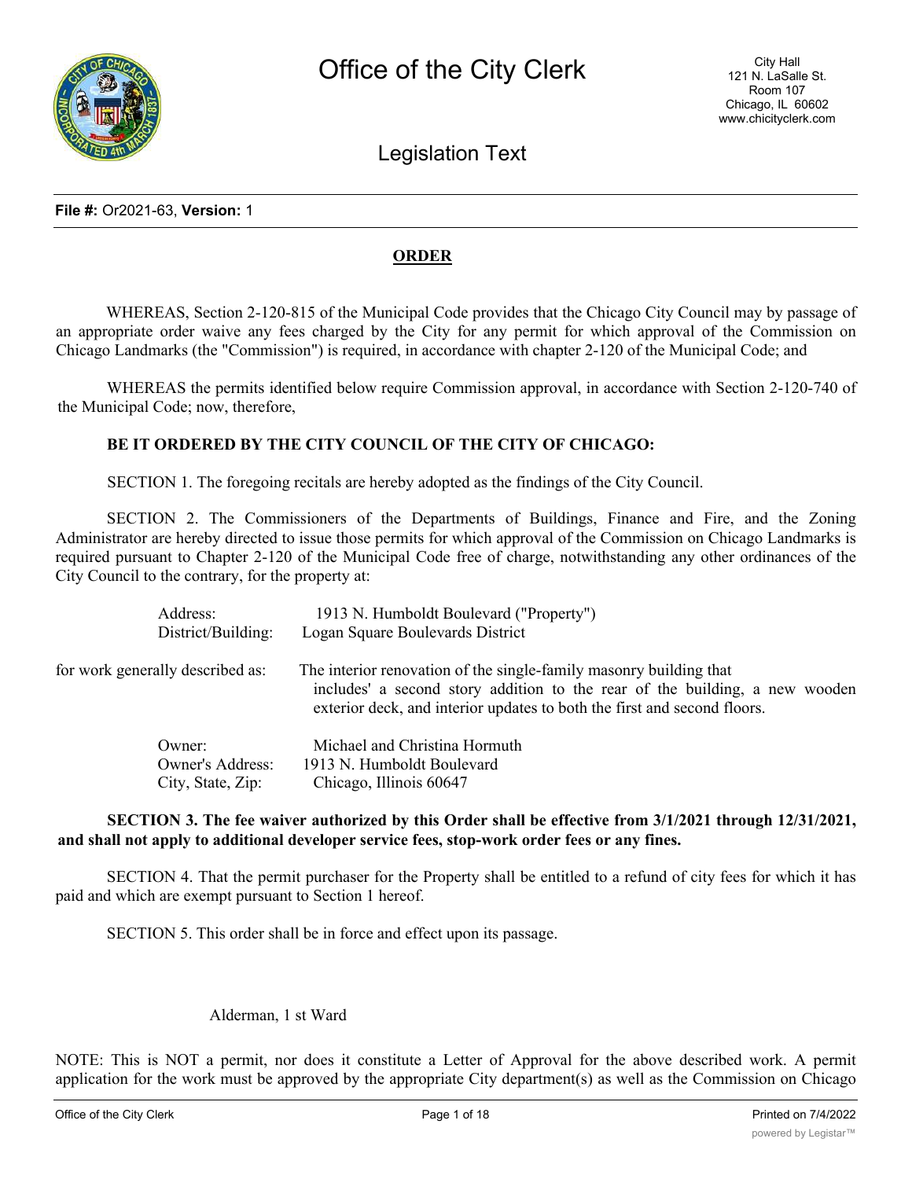# Office of the City Clerk

City Hall
121 N. LaSalle St.
Room 107
Chicago, IL 60602
www.chicityclerk.com

## Legislation Text

**File #:** Or2021-63, **Version:** 1

**ORDER**

WHEREAS, Section 2-120-815 of the Municipal Code provides that the Chicago City Council may by passage of an appropriate order waive any fees charged by the City for any permit for which approval of the Commission on Chicago Landmarks (the "Commission") is required, in accordance with chapter 2-120 of the Municipal Code; and

WHEREAS the permits identified below require Commission approval, in accordance with Section 2-120-740 of the Municipal Code; now, therefore,

**BE IT ORDERED BY THE CITY COUNCIL OF THE CITY OF CHICAGO:**

SECTION 1. The foregoing recitals are hereby adopted as the findings of the City Council.

SECTION 2. The Commissioners of the Departments of Buildings, Finance and Fire, and the Zoning Administrator are hereby directed to issue those permits for which approval of the Commission on Chicago Landmarks is required pursuant to Chapter 2-120 of the Municipal Code free of charge, notwithstanding any other ordinances of the City Council to the contrary, for the property at:

Address: 1913 N. Humboldt Boulevard ("Property")
District/Building: Logan Square Boulevards District

for work generally described as: The interior renovation of the single-family masonry building that includes' a second story addition to the rear of the building, a new wooden exterior deck, and interior updates to both the first and second floors.

Owner: Michael and Christina Hormuth
Owner's Address: 1913 N. Humboldt Boulevard
City, State, Zip: Chicago, Illinois 60647

**SECTION 3. The fee waiver authorized by this Order shall be effective from 3/1/2021 through 12/31/2021, and shall not apply to additional developer service fees, stop-work order fees or any fines.**

SECTION 4. That the permit purchaser for the Property shall be entitled to a refund of city fees for which it has paid and which are exempt pursuant to Section 1 hereof.

SECTION 5. This order shall be in force and effect upon its passage.

Alderman, 1 st Ward

NOTE: This is NOT a permit, nor does it constitute a Letter of Approval for the above described work. A permit application for the work must be approved by the appropriate City department(s) as well as the Commission on Chicago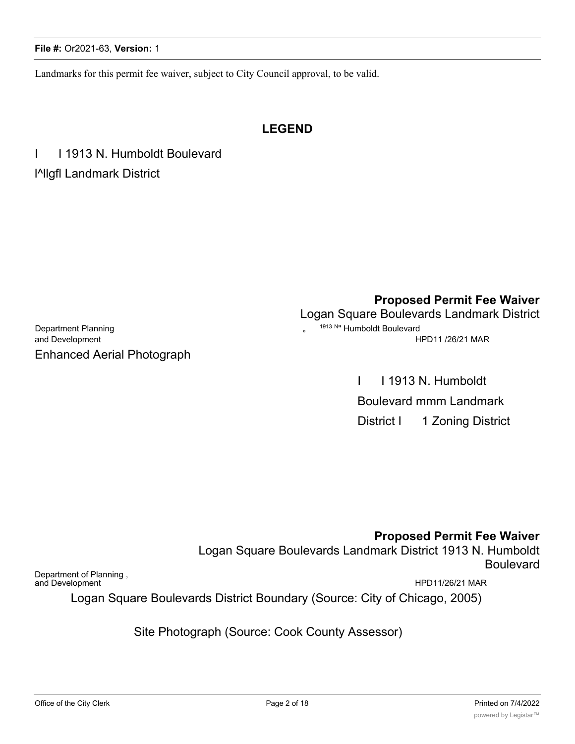Landmarks for this permit fee waiver, subject to City Council approval, to be valid.

## LEGEND

I I 1913 N. Humboldt Boulevard

I^llgfl Landmark District

**Proposed Permit Fee Waiver**

Logan Square Boulevards Landmark District

„ 1913 N" Humboldt Boulevard

Department Planning and Development

HPD11 /26/21 MAR

Enhanced Aerial Photograph

I I 1913 N. Humboldt Boulevard mmm Landmark District I 1 Zoning District

**Proposed Permit Fee Waiver**

Logan Square Boulevards Landmark District 1913 N. Humboldt Boulevard

Department of Planning , and Development

HPD11/26/21 MAR

Logan Square Boulevards District Boundary (Source: City of Chicago, 2005)

Site Photograph (Source: Cook County Assessor)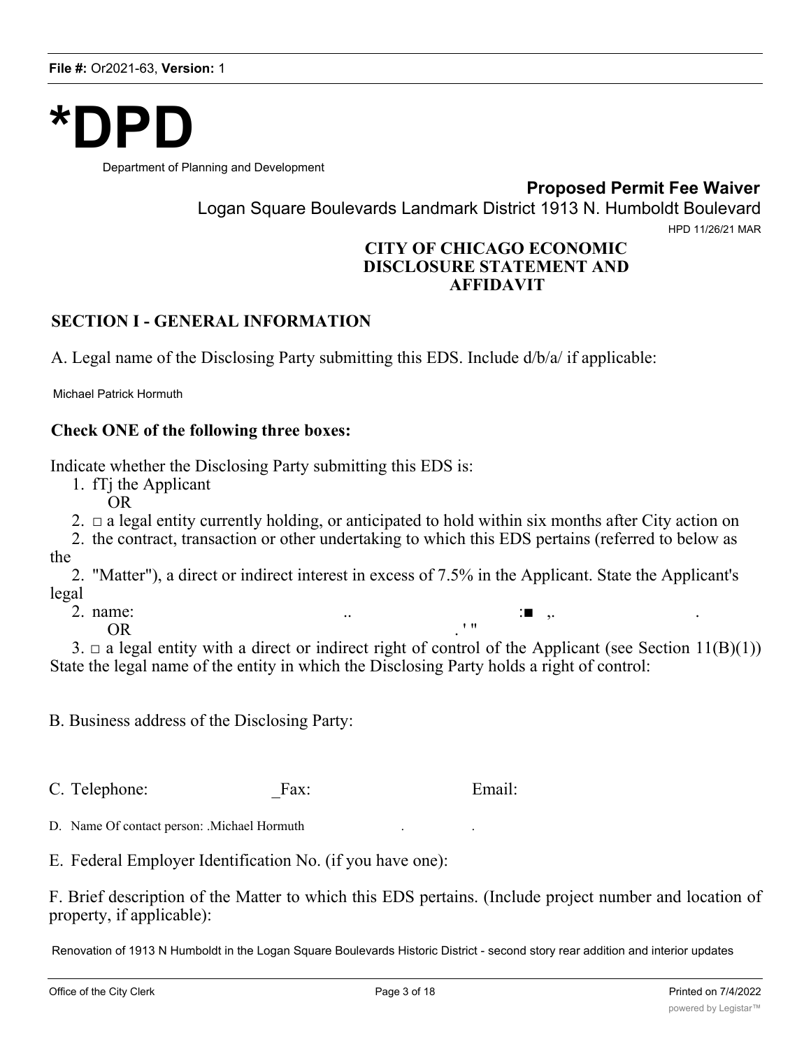File #: Or2021-63, Version: 1

# *DPD

Department of Planning and Development

**Proposed Permit Fee Waiver**

Logan Square Boulevards Landmark District 1913 N. Humboldt Boulevard

HPD 11/26/21 MAR

**CITY OF CHICAGO ECONOMIC DISCLOSURE STATEMENT AND AFFIDAVIT**

## SECTION I - GENERAL INFORMATION

A. Legal name of the Disclosing Party submitting this EDS. Include d/b/a/ if applicable:

Michael Patrick Hormuth

**Check ONE of the following three boxes:**

Indicate whether the Disclosing Party submitting this EDS is:

1. fTj the Applicant

OR

2. □ a legal entity currently holding, or anticipated to hold within six months after City action on the contract, transaction or other undertaking to which this EDS pertains (referred to below as the "Matter"), a direct or indirect interest in excess of 7.5% in the Applicant. State the Applicant's legal name: .. :■ ,. .

OR . ' "

3. □ a legal entity with a direct or indirect right of control of the Applicant (see Section 11(B)(1)) State the legal name of the entity in which the Disclosing Party holds a right of control:

B. Business address of the Disclosing Party:

C. Telephone: _Fax: Email:

D. Name Of contact person: .Michael Hormuth . .

E. Federal Employer Identification No. (if you have one):

F. Brief description of the Matter to which this EDS pertains. (Include project number and location of property, if applicable):

Renovation of 1913 N Humboldt in the Logan Square Boulevards Historic District - second story rear addition and interior updates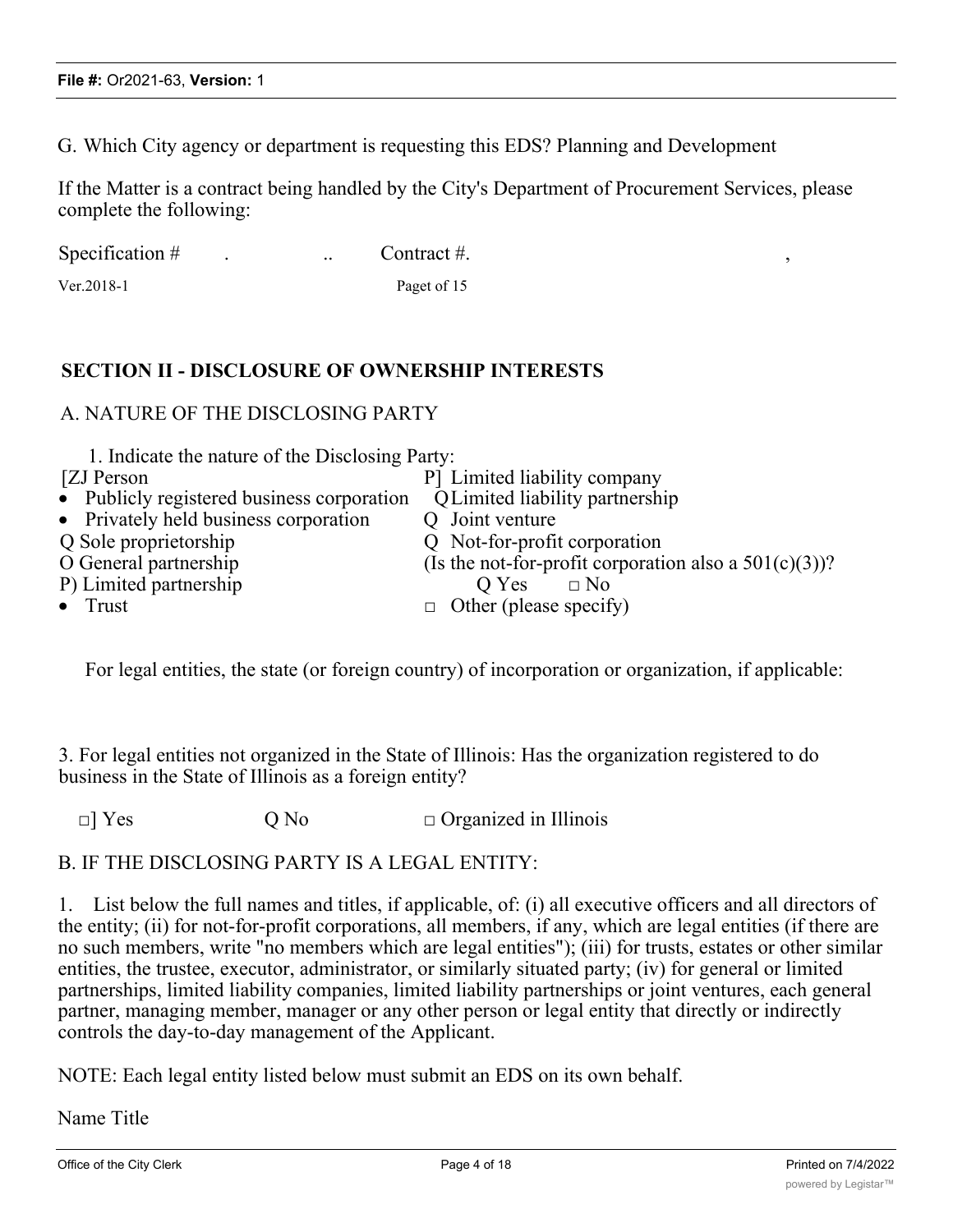G. Which City agency or department is requesting this EDS? Planning and Development

If the Matter is a contract being handled by the City's Department of Procurement Services, please complete the following:

Specification # . .. Contract #. ,

Ver.2018-1 Paget of 15

## SECTION II - DISCLOSURE OF OWNERSHIP INTERESTS

A. NATURE OF THE DISCLOSING PARTY

1. Indicate the nature of the Disclosing Party:

| | |
|---|---|
| [ZJ Person | P] Limited liability company |
| • Publicly registered business corporation | QLimited liability partnership |
| • Privately held business corporation | Q Joint venture |
| Q Sole proprietorship | Q Not-for-profit corporation |
| O General partnership | (Is the not-for-profit corporation also a 501(c)(3))? |
| P) Limited partnership | Q Yes □ No |
| • Trust | □ Other (please specify) |

For legal entities, the state (or foreign country) of incorporation or organization, if applicable:

3. For legal entities not organized in the State of Illinois: Has the organization registered to do business in the State of Illinois as a foreign entity?

□] Yes Q No □ Organized in Illinois

B. IF THE DISCLOSING PARTY IS A LEGAL ENTITY:

1. List below the full names and titles, if applicable, of: (i) all executive officers and all directors of the entity; (ii) for not-for-profit corporations, all members, if any, which are legal entities (if there are no such members, write "no members which are legal entities"); (iii) for trusts, estates or other similar entities, the trustee, executor, administrator, or similarly situated party; (iv) for general or limited partnerships, limited liability companies, limited liability partnerships or joint ventures, each general partner, managing member, manager or any other person or legal entity that directly or indirectly controls the day-to-day management of the Applicant.

NOTE: Each legal entity listed below must submit an EDS on its own behalf.

Name Title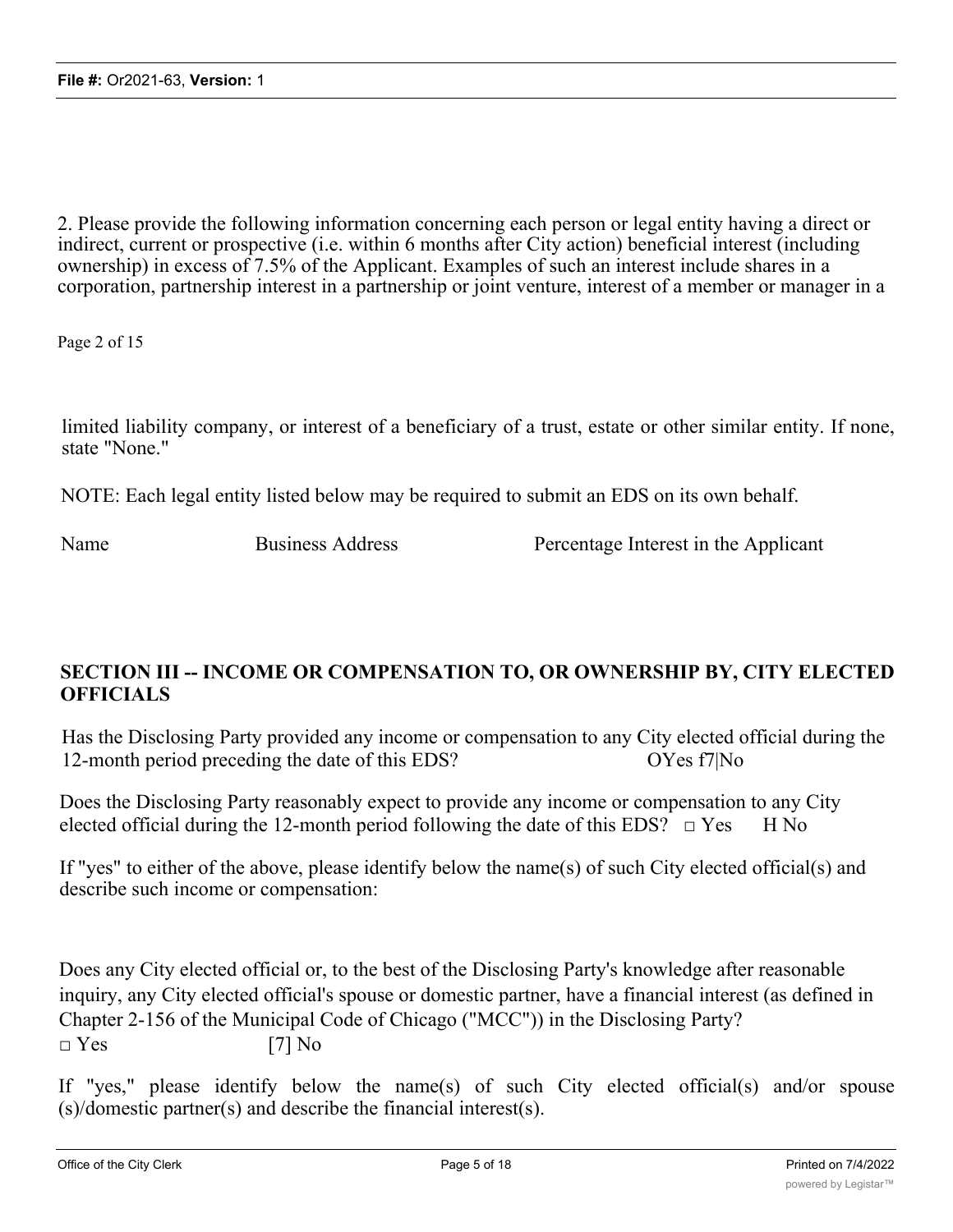2. Please provide the following information concerning each person or legal entity having a direct or indirect, current or prospective (i.e. within 6 months after City action) beneficial interest (including ownership) in excess of 7.5% of the Applicant. Examples of such an interest include shares in a corporation, partnership interest in a partnership or joint venture, interest of a member or manager in a

Page 2 of 15

limited liability company, or interest of a beneficiary of a trust, estate or other similar entity. If none, state "None."

NOTE: Each legal entity listed below may be required to submit an EDS on its own behalf.

| Name | Business Address | Percentage Interest in the Applicant |
| --- | --- | --- |

## SECTION III -- INCOME OR COMPENSATION TO, OR OWNERSHIP BY, CITY ELECTED OFFICIALS

Has the Disclosing Party provided any income or compensation to any City elected official during the 12-month period preceding the date of this EDS? OYes f7|No

Does the Disclosing Party reasonably expect to provide any income or compensation to any City elected official during the 12-month period following the date of this EDS? □ Yes H No

If "yes" to either of the above, please identify below the name(s) of such City elected official(s) and describe such income or compensation:

Does any City elected official or, to the best of the Disclosing Party's knowledge after reasonable inquiry, any City elected official's spouse or domestic partner, have a financial interest (as defined in Chapter 2-156 of the Municipal Code of Chicago ("MCC")) in the Disclosing Party?
□ Yes [7] No

If "yes," please identify below the name(s) of such City elected official(s) and/or spouse (s)/domestic partner(s) and describe the financial interest(s).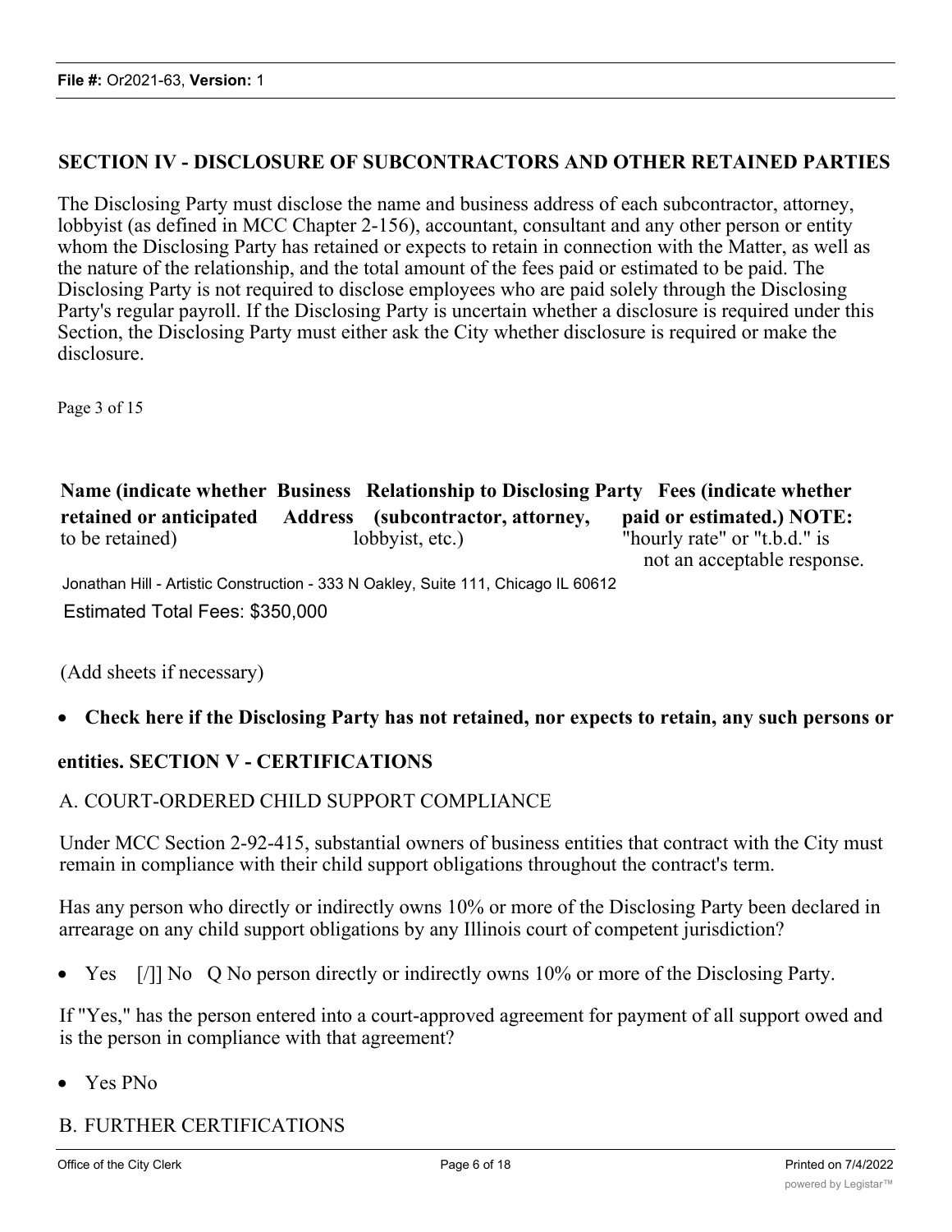## SECTION IV - DISCLOSURE OF SUBCONTRACTORS AND OTHER RETAINED PARTIES

The Disclosing Party must disclose the name and business address of each subcontractor, attorney, lobbyist (as defined in MCC Chapter 2-156), accountant, consultant and any other person or entity whom the Disclosing Party has retained or expects to retain in connection with the Matter, as well as the nature of the relationship, and the total amount of the fees paid or estimated to be paid. The Disclosing Party is not required to disclose employees who are paid solely through the Disclosing Party's regular payroll. If the Disclosing Party is uncertain whether a disclosure is required under this Section, the Disclosing Party must either ask the City whether disclosure is required or make the disclosure.

Page 3 of 15

| **Name (indicate whether retained or anticipated** to be retained) | **Business Address** | **Relationship to Disclosing Party (subcontractor, attorney,** lobbyist, etc.) | **Fees (indicate whether paid or estimated.) NOTE:** "hourly rate" or "t.b.d." is not an acceptable response. |
|---|---|---|---|

Jonathan Hill - Artistic Construction - 333 N Oakley, Suite 111, Chicago IL 60612

Estimated Total Fees: $350,000

(Add sheets if necessary)

- **Check here if the Disclosing Party has not retained, nor expects to retain, any such persons or entities.**

## SECTION V - CERTIFICATIONS

A. COURT-ORDERED CHILD SUPPORT COMPLIANCE

Under MCC Section 2-92-415, substantial owners of business entities that contract with the City must remain in compliance with their child support obligations throughout the contract's term.

Has any person who directly or indirectly owns 10% or more of the Disclosing Party been declared in arrearage on any child support obligations by any Illinois court of competent jurisdiction?

- Yes [/]] No Q No person directly or indirectly owns 10% or more of the Disclosing Party.

If "Yes," has the person entered into a court-approved agreement for payment of all support owed and is the person in compliance with that agreement?

- Yes PNo

B. FURTHER CERTIFICATIONS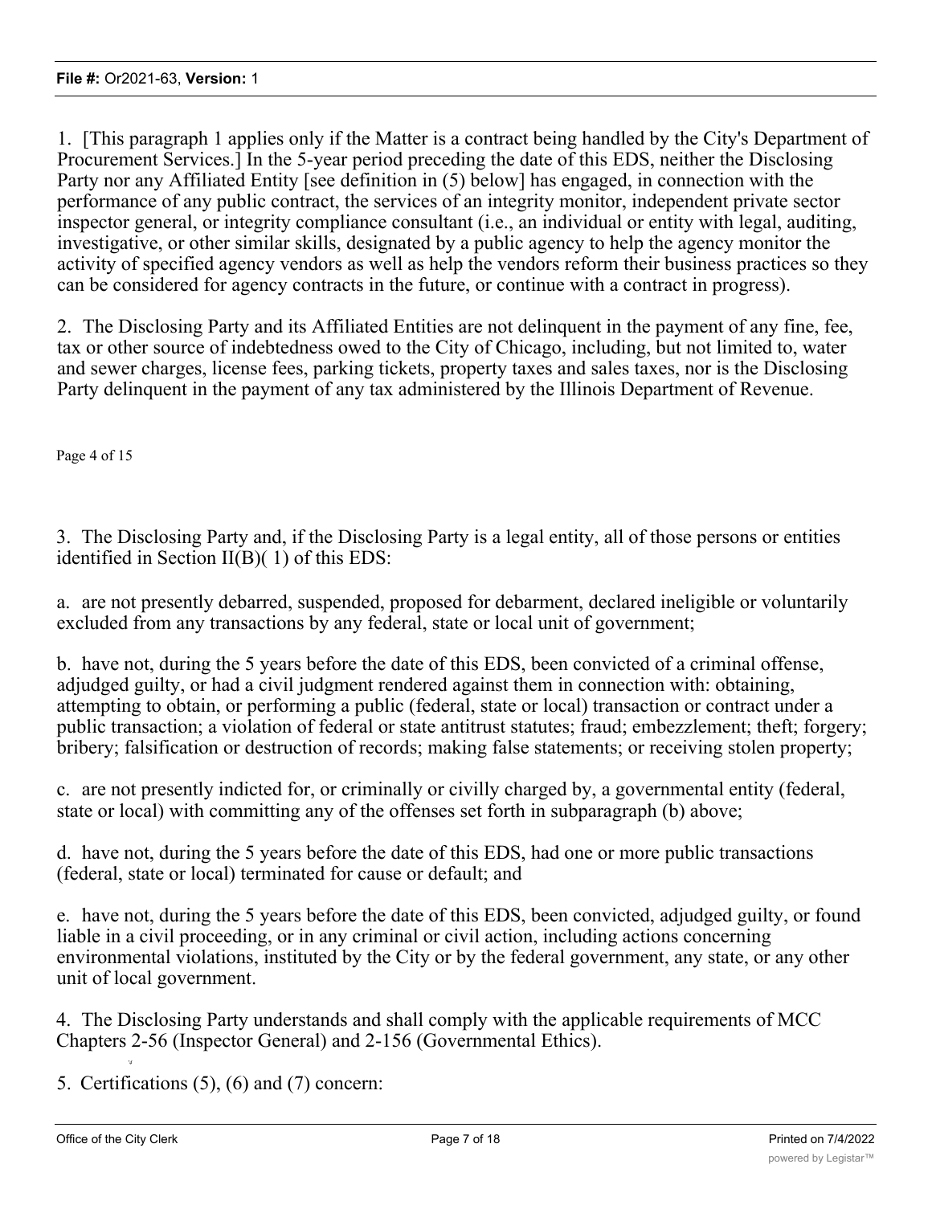1. [This paragraph 1 applies only if the Matter is a contract being handled by the City's Department of Procurement Services.] In the 5-year period preceding the date of this EDS, neither the Disclosing Party nor any Affiliated Entity [see definition in (5) below] has engaged, in connection with the performance of any public contract, the services of an integrity monitor, independent private sector inspector general, or integrity compliance consultant (i.e., an individual or entity with legal, auditing, investigative, or other similar skills, designated by a public agency to help the agency monitor the activity of specified agency vendors as well as help the vendors reform their business practices so they can be considered for agency contracts in the future, or continue with a contract in progress).

2. The Disclosing Party and its Affiliated Entities are not delinquent in the payment of any fine, fee, tax or other source of indebtedness owed to the City of Chicago, including, but not limited to, water and sewer charges, license fees, parking tickets, property taxes and sales taxes, nor is the Disclosing Party delinquent in the payment of any tax administered by the Illinois Department of Revenue.

3. The Disclosing Party and, if the Disclosing Party is a legal entity, all of those persons or entities identified in Section II(B)( 1) of this EDS:

a. are not presently debarred, suspended, proposed for debarment, declared ineligible or voluntarily excluded from any transactions by any federal, state or local unit of government;

b. have not, during the 5 years before the date of this EDS, been convicted of a criminal offense, adjudged guilty, or had a civil judgment rendered against them in connection with: obtaining, attempting to obtain, or performing a public (federal, state or local) transaction or contract under a public transaction; a violation of federal or state antitrust statutes; fraud; embezzlement; theft; forgery; bribery; falsification or destruction of records; making false statements; or receiving stolen property;

c. are not presently indicted for, or criminally or civilly charged by, a governmental entity (federal, state or local) with committing any of the offenses set forth in subparagraph (b) above;

d. have not, during the 5 years before the date of this EDS, had one or more public transactions (federal, state or local) terminated for cause or default; and

e. have not, during the 5 years before the date of this EDS, been convicted, adjudged guilty, or found liable in a civil proceeding, or in any criminal or civil action, including actions concerning environmental violations, instituted by the City or by the federal government, any state, or any other unit of local government.

4. The Disclosing Party understands and shall comply with the applicable requirements of MCC Chapters 2-56 (Inspector General) and 2-156 (Governmental Ethics).

5. Certifications (5), (6) and (7) concern: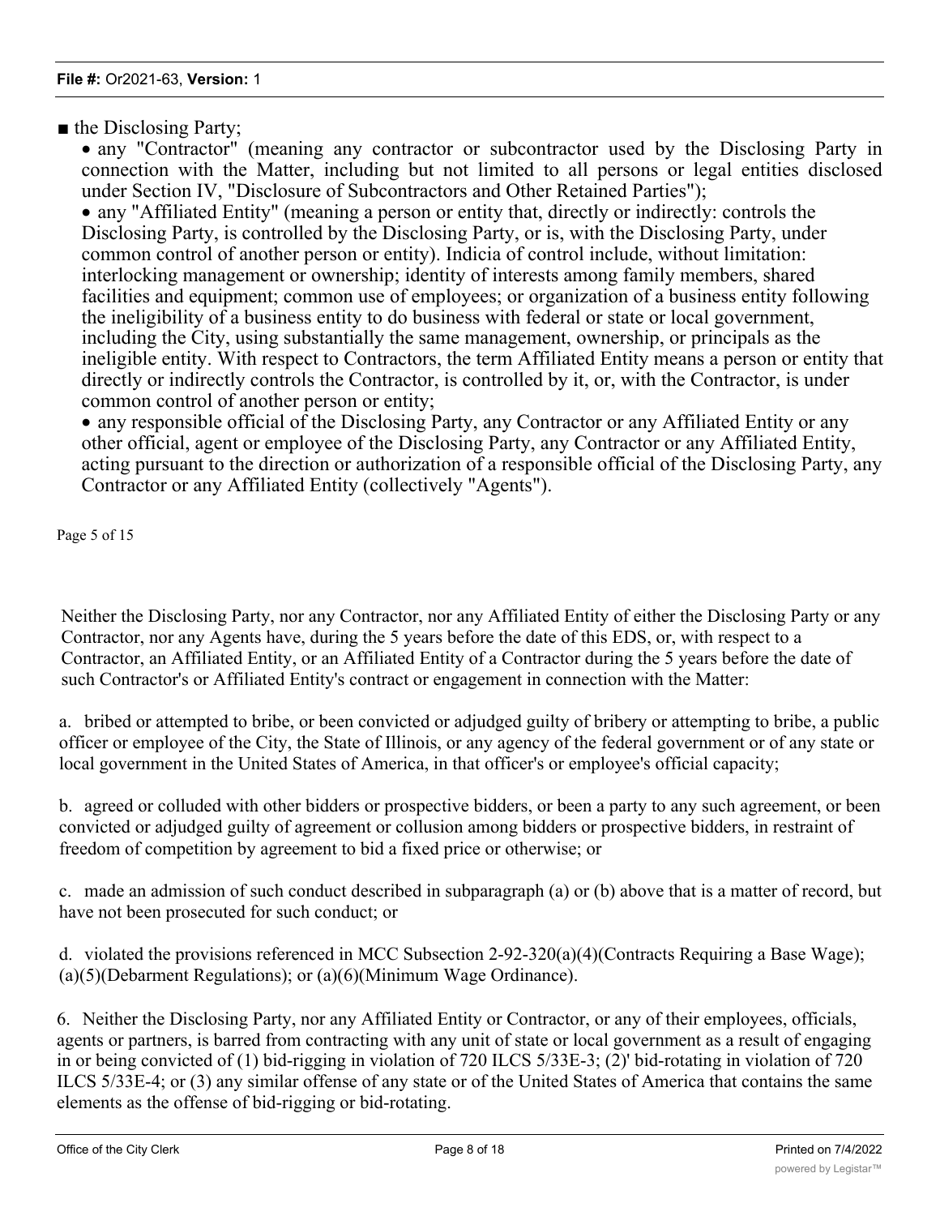■ the Disclosing Party;

- any "Contractor" (meaning any contractor or subcontractor used by the Disclosing Party in connection with the Matter, including but not limited to all persons or legal entities disclosed under Section IV, "Disclosure of Subcontractors and Other Retained Parties");
- any "Affiliated Entity" (meaning a person or entity that, directly or indirectly: controls the Disclosing Party, is controlled by the Disclosing Party, or is, with the Disclosing Party, under common control of another person or entity). Indicia of control include, without limitation: interlocking management or ownership; identity of interests among family members, shared facilities and equipment; common use of employees; or organization of a business entity following the ineligibility of a business entity to do business with federal or state or local government, including the City, using substantially the same management, ownership, or principals as the ineligible entity. With respect to Contractors, the term Affiliated Entity means a person or entity that directly or indirectly controls the Contractor, is controlled by it, or, with the Contractor, is under common control of another person or entity;
- any responsible official of the Disclosing Party, any Contractor or any Affiliated Entity or any other official, agent or employee of the Disclosing Party, any Contractor or any Affiliated Entity, acting pursuant to the direction or authorization of a responsible official of the Disclosing Party, any Contractor or any Affiliated Entity (collectively "Agents").

Page 5 of 15

Neither the Disclosing Party, nor any Contractor, nor any Affiliated Entity of either the Disclosing Party or any Contractor, nor any Agents have, during the 5 years before the date of this EDS, or, with respect to a Contractor, an Affiliated Entity, or an Affiliated Entity of a Contractor during the 5 years before the date of such Contractor's or Affiliated Entity's contract or engagement in connection with the Matter:

a. bribed or attempted to bribe, or been convicted or adjudged guilty of bribery or attempting to bribe, a public officer or employee of the City, the State of Illinois, or any agency of the federal government or of any state or local government in the United States of America, in that officer's or employee's official capacity;

b. agreed or colluded with other bidders or prospective bidders, or been a party to any such agreement, or been convicted or adjudged guilty of agreement or collusion among bidders or prospective bidders, in restraint of freedom of competition by agreement to bid a fixed price or otherwise; or

c. made an admission of such conduct described in subparagraph (a) or (b) above that is a matter of record, but have not been prosecuted for such conduct; or

d. violated the provisions referenced in MCC Subsection 2-92-320(a)(4)(Contracts Requiring a Base Wage); (a)(5)(Debarment Regulations); or (a)(6)(Minimum Wage Ordinance).

6. Neither the Disclosing Party, nor any Affiliated Entity or Contractor, or any of their employees, officials, agents or partners, is barred from contracting with any unit of state or local government as a result of engaging in or being convicted of (1) bid-rigging in violation of 720 ILCS 5/33E-3; (2)' bid-rotating in violation of 720 ILCS 5/33E-4; or (3) any similar offense of any state or of the United States of America that contains the same elements as the offense of bid-rigging or bid-rotating.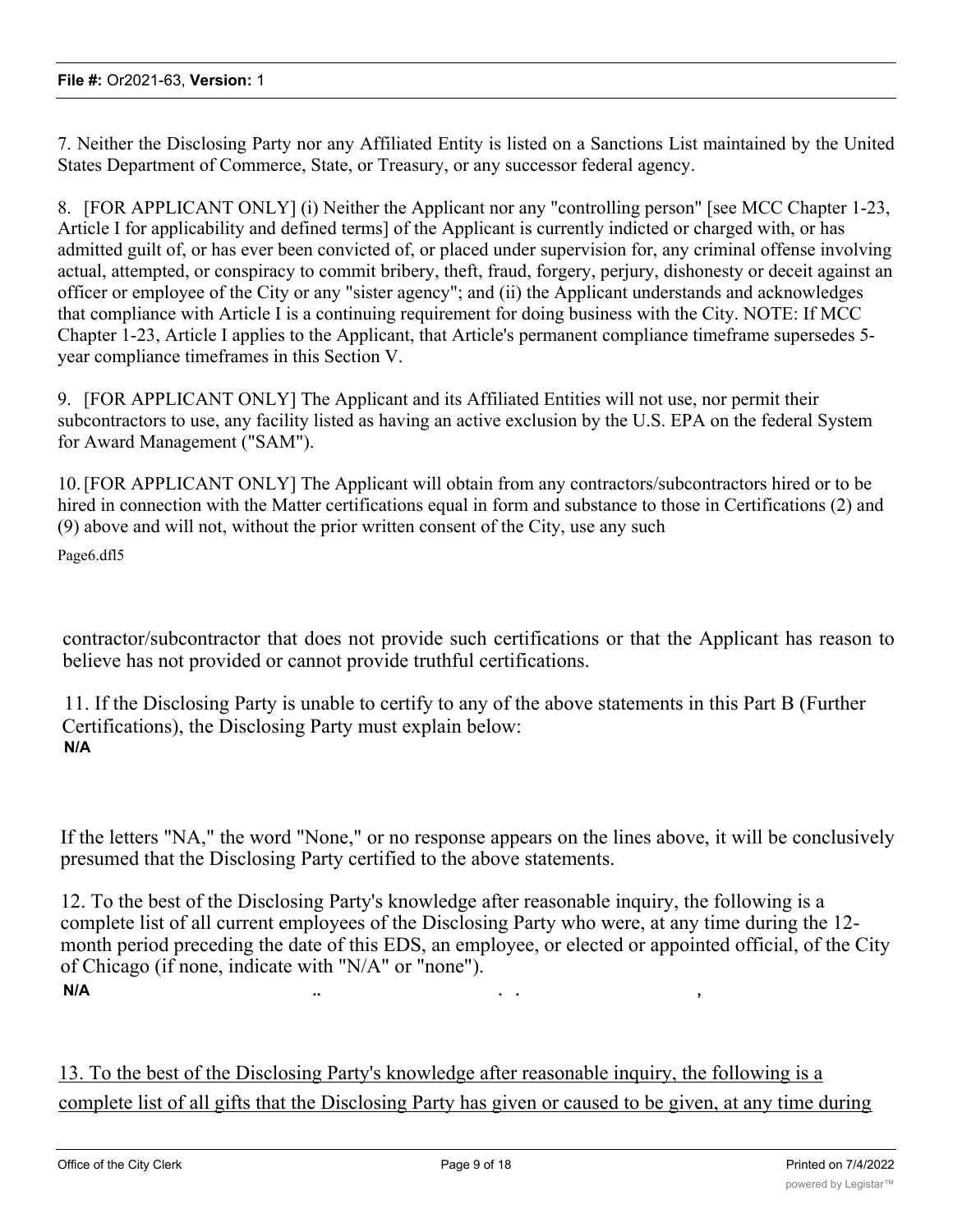7. Neither the Disclosing Party nor any Affiliated Entity is listed on a Sanctions List maintained by the United States Department of Commerce, State, or Treasury, or any successor federal agency.

8. [FOR APPLICANT ONLY] (i) Neither the Applicant nor any "controlling person" [see MCC Chapter 1-23, Article I for applicability and defined terms] of the Applicant is currently indicted or charged with, or has admitted guilt of, or has ever been convicted of, or placed under supervision for, any criminal offense involving actual, attempted, or conspiracy to commit bribery, theft, fraud, forgery, perjury, dishonesty or deceit against an officer or employee of the City or any "sister agency"; and (ii) the Applicant understands and acknowledges that compliance with Article I is a continuing requirement for doing business with the City. NOTE: If MCC Chapter 1-23, Article I applies to the Applicant, that Article's permanent compliance timeframe supersedes 5-year compliance timeframes in this Section V.

9. [FOR APPLICANT ONLY] The Applicant and its Affiliated Entities will not use, nor permit their subcontractors to use, any facility listed as having an active exclusion by the U.S. EPA on the federal System for Award Management ("SAM").

10. [FOR APPLICANT ONLY] The Applicant will obtain from any contractors/subcontractors hired or to be hired in connection with the Matter certifications equal in form and substance to those in Certifications (2) and (9) above and will not, without the prior written consent of the City, use any such

Page6.dfl5

contractor/subcontractor that does not provide such certifications or that the Applicant has reason to believe has not provided or cannot provide truthful certifications.

11. If the Disclosing Party is unable to certify to any of the above statements in this Part B (Further Certifications), the Disclosing Party must explain below:

**N/A**

If the letters "NA," the word "None," or no response appears on the lines above, it will be conclusively presumed that the Disclosing Party certified to the above statements.

12. To the best of the Disclosing Party's knowledge after reasonable inquiry, the following is a complete list of all current employees of the Disclosing Party who were, at any time during the 12-month period preceding the date of this EDS, an employee, or elected or appointed official, of the City of Chicago (if none, indicate with "N/A" or "none").

**N/A**

13. To the best of the Disclosing Party's knowledge after reasonable inquiry, the following is a complete list of all gifts that the Disclosing Party has given or caused to be given, at any time during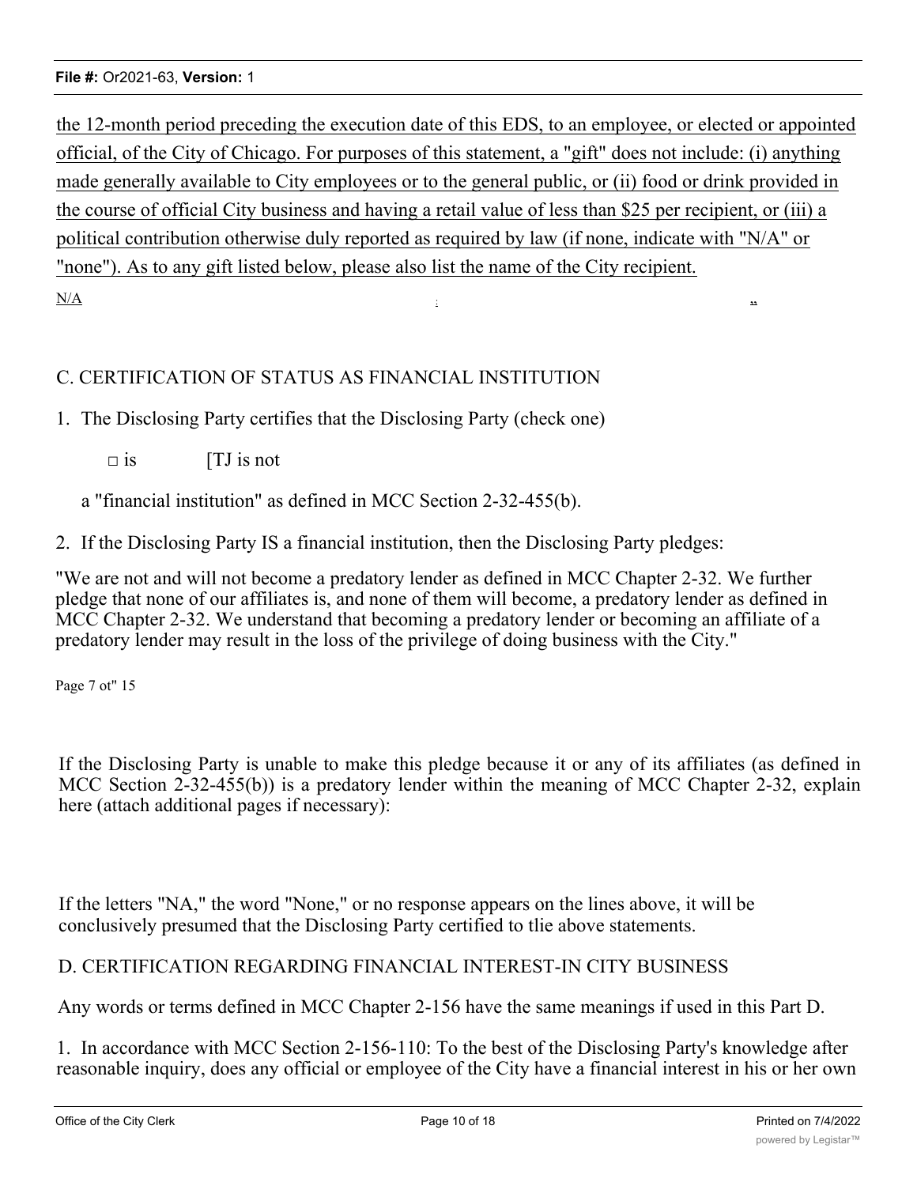the 12-month period preceding the execution date of this EDS, to an employee, or elected or appointed official, of the City of Chicago. For purposes of this statement, a "gift" does not include: (i) anything made generally available to City employees or to the general public, or (ii) food or drink provided in the course of official City business and having a retail value of less than $25 per recipient, or (iii) a political contribution otherwise duly reported as required by law (if none, indicate with "N/A" or "none"). As to any gift listed below, please also list the name of the City recipient.

N/A

C. CERTIFICATION OF STATUS AS FINANCIAL INSTITUTION

1. The Disclosing Party certifies that the Disclosing Party (check one)

   □ is [TJ is not

   a "financial institution" as defined in MCC Section 2-32-455(b).

2. If the Disclosing Party IS a financial institution, then the Disclosing Party pledges:

"We are not and will not become a predatory lender as defined in MCC Chapter 2-32. We further pledge that none of our affiliates is, and none of them will become, a predatory lender as defined in MCC Chapter 2-32. We understand that becoming a predatory lender or becoming an affiliate of a predatory lender may result in the loss of the privilege of doing business with the City."

Page 7 ot" 15

If the Disclosing Party is unable to make this pledge because it or any of its affiliates (as defined in MCC Section 2-32-455(b)) is a predatory lender within the meaning of MCC Chapter 2-32, explain here (attach additional pages if necessary):

If the letters "NA," the word "None," or no response appears on the lines above, it will be conclusively presumed that the Disclosing Party certified to tlie above statements.

D. CERTIFICATION REGARDING FINANCIAL INTEREST-IN CITY BUSINESS

Any words or terms defined in MCC Chapter 2-156 have the same meanings if used in this Part D.

1. In accordance with MCC Section 2-156-110: To the best of the Disclosing Party's knowledge after reasonable inquiry, does any official or employee of the City have a financial interest in his or her own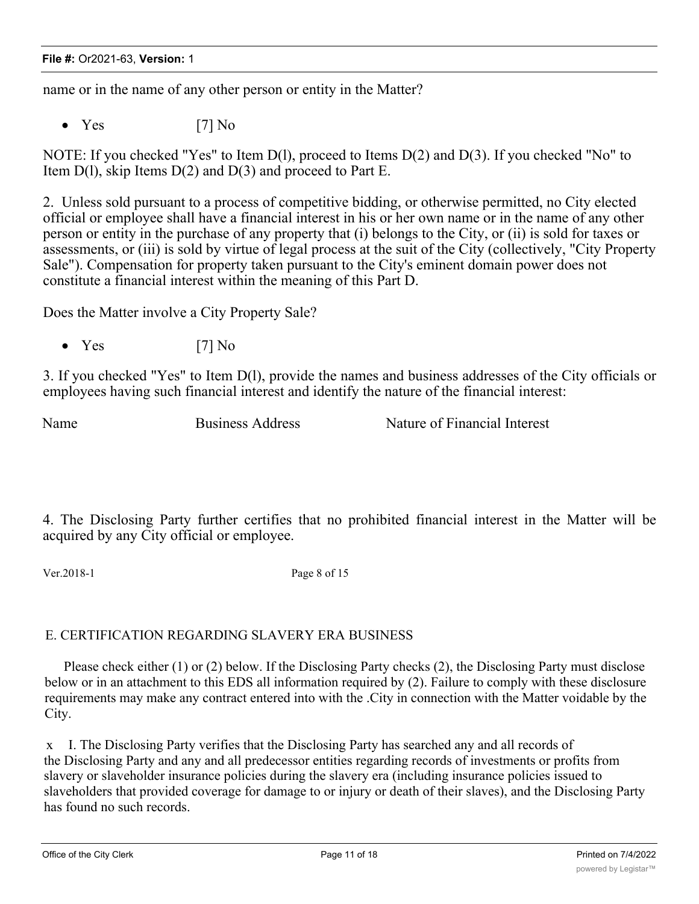name or in the name of any other person or entity in the Matter?

- Yes [7] No

NOTE: If you checked "Yes" to Item D(l), proceed to Items D(2) and D(3). If you checked "No" to Item D(l), skip Items D(2) and D(3) and proceed to Part E.

2. Unless sold pursuant to a process of competitive bidding, or otherwise permitted, no City elected official or employee shall have a financial interest in his or her own name or in the name of any other person or entity in the purchase of any property that (i) belongs to the City, or (ii) is sold for taxes or assessments, or (iii) is sold by virtue of legal process at the suit of the City (collectively, "City Property Sale"). Compensation for property taken pursuant to the City's eminent domain power does not constitute a financial interest within the meaning of this Part D.

Does the Matter involve a City Property Sale?

- Yes [7] No

3. If you checked "Yes" to Item D(l), provide the names and business addresses of the City officials or employees having such financial interest and identify the nature of the financial interest:

| Name | Business Address | Nature of Financial Interest |
|---|---|---|

4. The Disclosing Party further certifies that no prohibited financial interest in the Matter will be acquired by any City official or employee.

Ver.2018-1 Page 8 of 15

E. CERTIFICATION REGARDING SLAVERY ERA BUSINESS

Please check either (1) or (2) below. If the Disclosing Party checks (2), the Disclosing Party must disclose below or in an attachment to this EDS all information required by (2). Failure to comply with these disclosure requirements may make any contract entered into with the .City in connection with the Matter voidable by the City.

x I. The Disclosing Party verifies that the Disclosing Party has searched any and all records of the Disclosing Party and any and all predecessor entities regarding records of investments or profits from slavery or slaveholder insurance policies during the slavery era (including insurance policies issued to slaveholders that provided coverage for damage to or injury or death of their slaves), and the Disclosing Party has found no such records.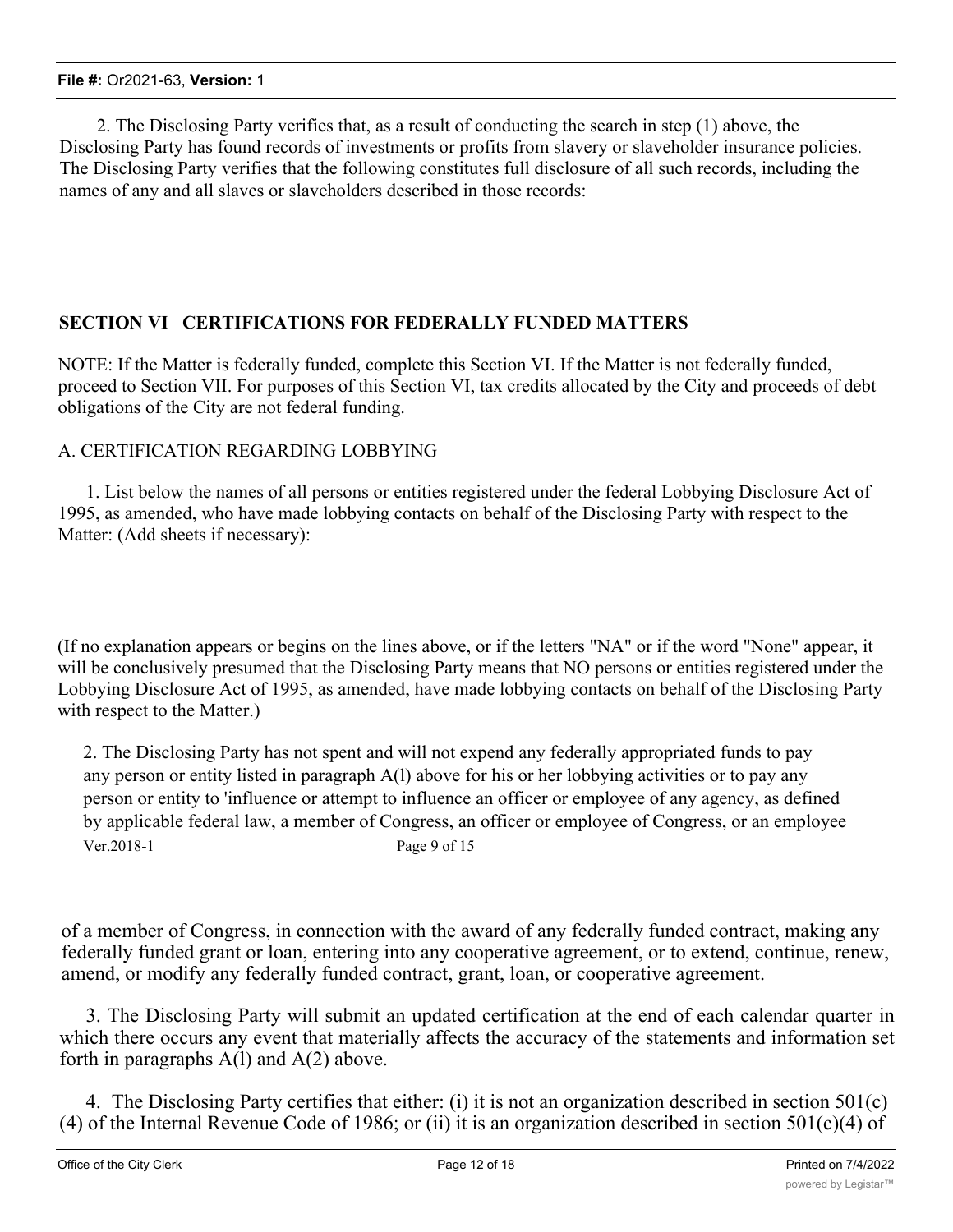2. The Disclosing Party verifies that, as a result of conducting the search in step (1) above, the Disclosing Party has found records of investments or profits from slavery or slaveholder insurance policies. The Disclosing Party verifies that the following constitutes full disclosure of all such records, including the names of any and all slaves or slaveholders described in those records:

## SECTION VI CERTIFICATIONS FOR FEDERALLY FUNDED MATTERS

NOTE: If the Matter is federally funded, complete this Section VI. If the Matter is not federally funded, proceed to Section VII. For purposes of this Section VI, tax credits allocated by the City and proceeds of debt obligations of the City are not federal funding.

A. CERTIFICATION REGARDING LOBBYING

1. List below the names of all persons or entities registered under the federal Lobbying Disclosure Act of 1995, as amended, who have made lobbying contacts on behalf of the Disclosing Party with respect to the Matter: (Add sheets if necessary):

(If no explanation appears or begins on the lines above, or if the letters "NA" or if the word "None" appear, it will be conclusively presumed that the Disclosing Party means that NO persons or entities registered under the Lobbying Disclosure Act of 1995, as amended, have made lobbying contacts on behalf of the Disclosing Party with respect to the Matter.)

2. The Disclosing Party has not spent and will not expend any federally appropriated funds to pay any person or entity listed in paragraph A(l) above for his or her lobbying activities or to pay any person or entity to 'influence or attempt to influence an officer or employee of any agency, as defined by applicable federal law, a member of Congress, an officer or employee of Congress, or an employee of a member of Congress, in connection with the award of any federally funded contract, making any federally funded grant or loan, entering into any cooperative agreement, or to extend, continue, renew, amend, or modify any federally funded contract, grant, loan, or cooperative agreement.

3. The Disclosing Party will submit an updated certification at the end of each calendar quarter in which there occurs any event that materially affects the accuracy of the statements and information set forth in paragraphs A(l) and A(2) above.

4. The Disclosing Party certifies that either: (i) it is not an organization described in section 501(c)(4) of the Internal Revenue Code of 1986; or (ii) it is an organization described in section 501(c)(4) of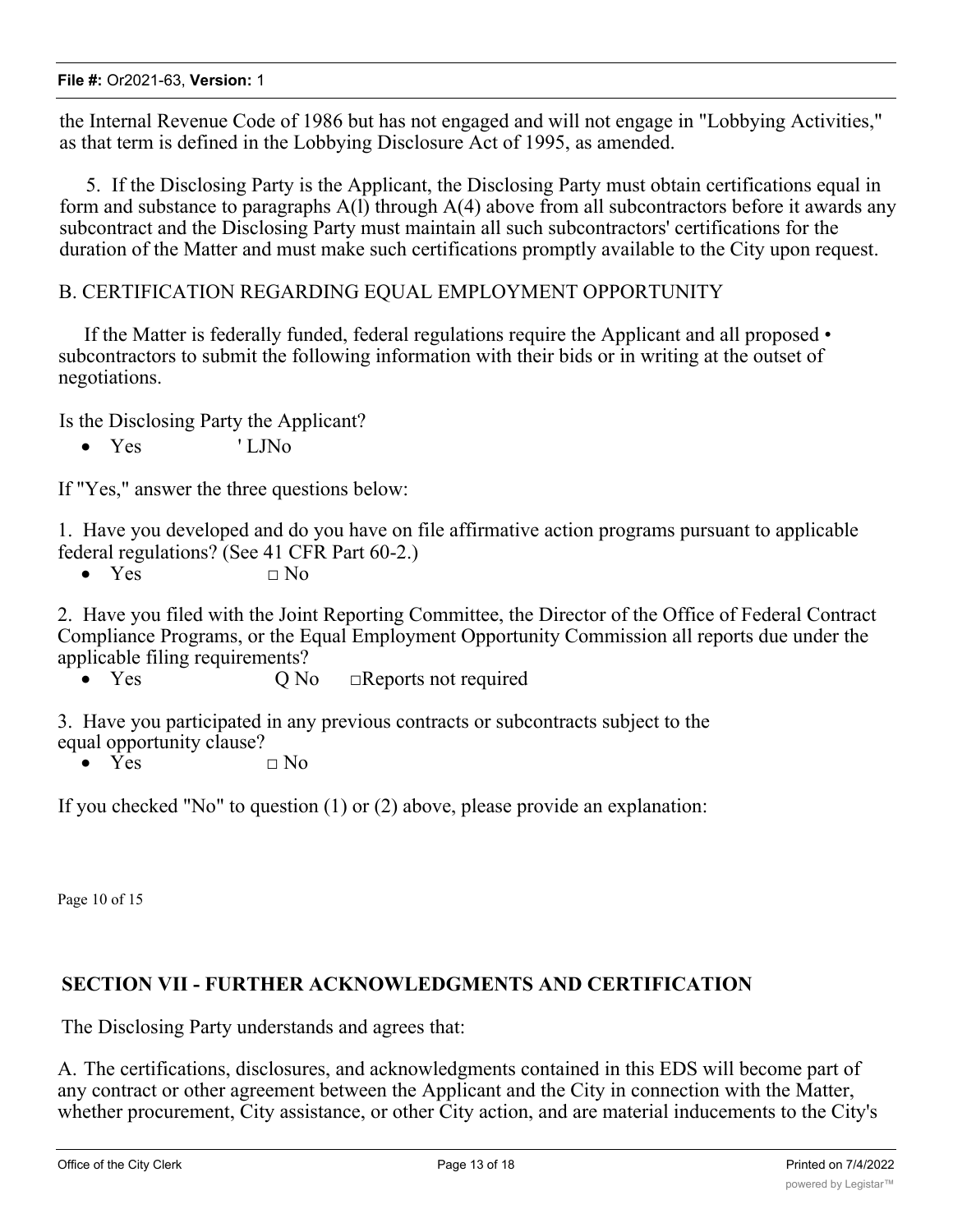the Internal Revenue Code of 1986 but has not engaged and will not engage in "Lobbying Activities," as that term is defined in the Lobbying Disclosure Act of 1995, as amended.

5. If the Disclosing Party is the Applicant, the Disclosing Party must obtain certifications equal in form and substance to paragraphs A(l) through A(4) above from all subcontractors before it awards any subcontract and the Disclosing Party must maintain all such subcontractors' certifications for the duration of the Matter and must make such certifications promptly available to the City upon request.

B. CERTIFICATION REGARDING EQUAL EMPLOYMENT OPPORTUNITY

If the Matter is federally funded, federal regulations require the Applicant and all proposed • subcontractors to submit the following information with their bids or in writing at the outset of negotiations.

Is the Disclosing Party the Applicant?

- Yes ' LJNo

If "Yes," answer the three questions below:

1. Have you developed and do you have on file affirmative action programs pursuant to applicable federal regulations? (See 41 CFR Part 60-2.)
   - Yes □ No

2. Have you filed with the Joint Reporting Committee, the Director of the Office of Federal Contract Compliance Programs, or the Equal Employment Opportunity Commission all reports due under the applicable filing requirements?
   - Yes Q No □Reports not required

3. Have you participated in any previous contracts or subcontracts subject to the equal opportunity clause?
   - Yes □ No

If you checked "No" to question (1) or (2) above, please provide an explanation:

Page 10 of 15

## SECTION VII - FURTHER ACKNOWLEDGMENTS AND CERTIFICATION

The Disclosing Party understands and agrees that:

A. The certifications, disclosures, and acknowledgments contained in this EDS will become part of any contract or other agreement between the Applicant and the City in connection with the Matter, whether procurement, City assistance, or other City action, and are material inducements to the City's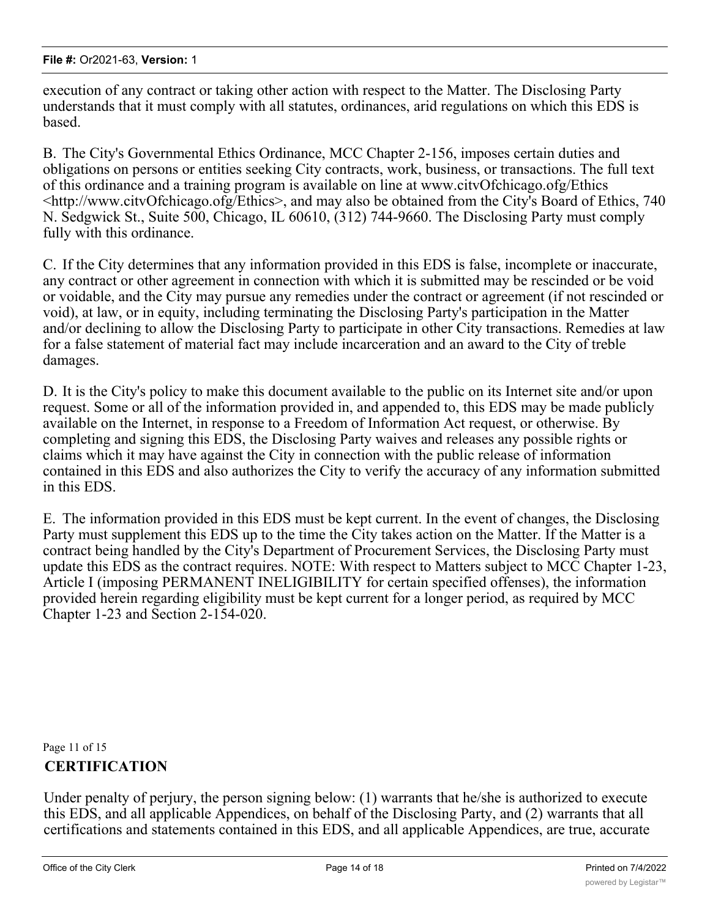execution of any contract or taking other action with respect to the Matter. The Disclosing Party understands that it must comply with all statutes, ordinances, arid regulations on which this EDS is based.

B. The City's Governmental Ethics Ordinance, MCC Chapter 2-156, imposes certain duties and obligations on persons or entities seeking City contracts, work, business, or transactions. The full text of this ordinance and a training program is available on line at www.citvOfchicago.ofg/Ethics <http://www.citvOfchicago.ofg/Ethics>, and may also be obtained from the City's Board of Ethics, 740 N. Sedgwick St., Suite 500, Chicago, IL 60610, (312) 744-9660. The Disclosing Party must comply fully with this ordinance.

C. If the City determines that any information provided in this EDS is false, incomplete or inaccurate, any contract or other agreement in connection with which it is submitted may be rescinded or be void or voidable, and the City may pursue any remedies under the contract or agreement (if not rescinded or void), at law, or in equity, including terminating the Disclosing Party's participation in the Matter and/or declining to allow the Disclosing Party to participate in other City transactions. Remedies at law for a false statement of material fact may include incarceration and an award to the City of treble damages.

D. It is the City's policy to make this document available to the public on its Internet site and/or upon request. Some or all of the information provided in, and appended to, this EDS may be made publicly available on the Internet, in response to a Freedom of Information Act request, or otherwise. By completing and signing this EDS, the Disclosing Party waives and releases any possible rights or claims which it may have against the City in connection with the public release of information contained in this EDS and also authorizes the City to verify the accuracy of any information submitted in this EDS.

E. The information provided in this EDS must be kept current. In the event of changes, the Disclosing Party must supplement this EDS up to the time the City takes action on the Matter. If the Matter is a contract being handled by the City's Department of Procurement Services, the Disclosing Party must update this EDS as the contract requires. NOTE: With respect to Matters subject to MCC Chapter 1-23, Article I (imposing PERMANENT INELIGIBILITY for certain specified offenses), the information provided herein regarding eligibility must be kept current for a longer period, as required by MCC Chapter 1-23 and Section 2-154-020.

Page 11 of 15

**CERTIFICATION**

Under penalty of perjury, the person signing below: (1) warrants that he/she is authorized to execute this EDS, and all applicable Appendices, on behalf of the Disclosing Party, and (2) warrants that all certifications and statements contained in this EDS, and all applicable Appendices, are true, accurate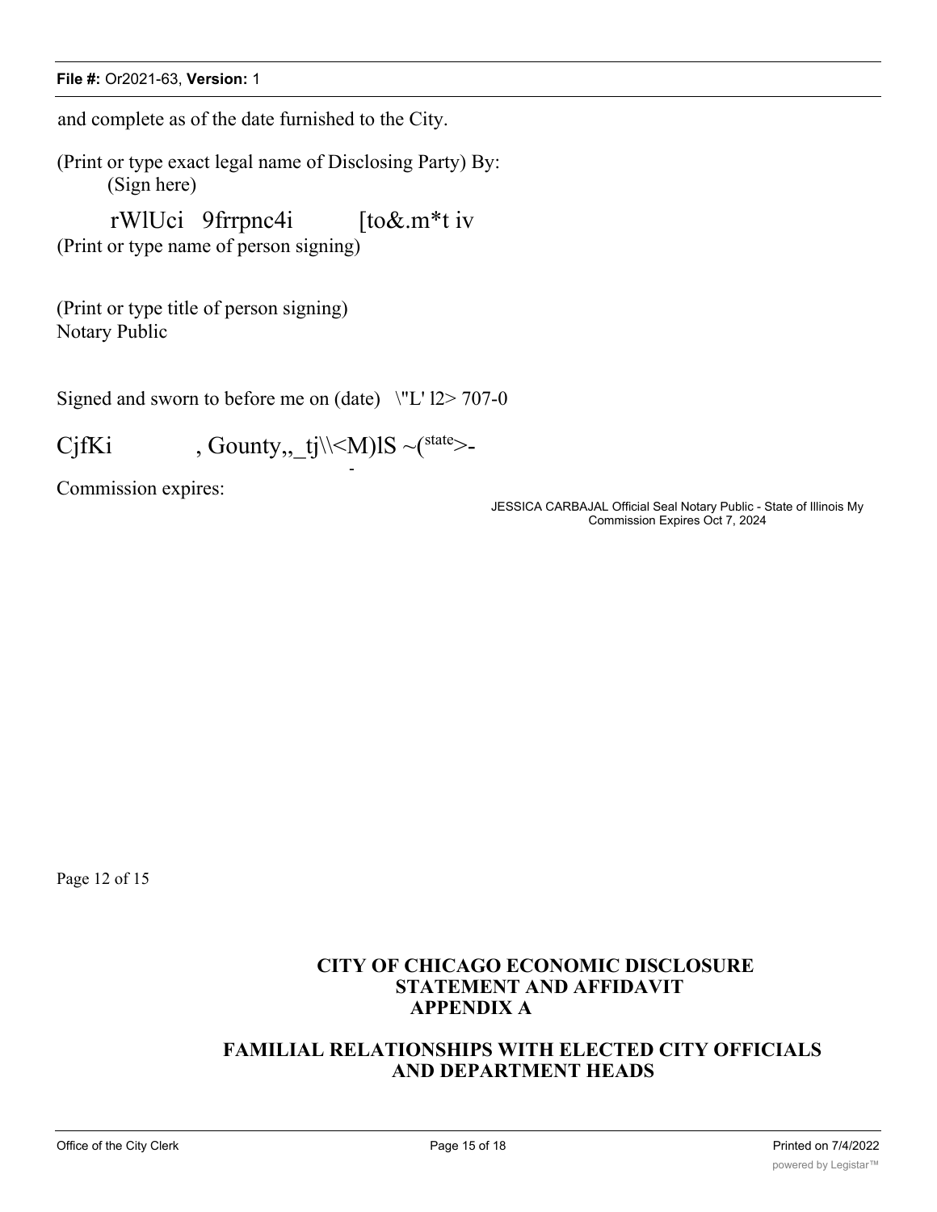and complete as of the date furnished to the City.

(Print or type exact legal name of Disclosing Party) By:
(Sign here)

rWlUci 9frrpnc4i [to&.m*t iv
(Print or type name of person signing)

(Print or type title of person signing)
Notary Public

Signed and sworn to before me on (date) \"L' l2> 707-0

CjfKi , Gounty,,_tj\\<M)lS ~(state>-

Commission expires:

JESSICA CARBAJAL Official Seal Notary Public - State of Illinois My Commission Expires Oct 7, 2024

Page 12 of 15

## CITY OF CHICAGO ECONOMIC DISCLOSURE STATEMENT AND AFFIDAVIT APPENDIX A

## FAMILIAL RELATIONSHIPS WITH ELECTED CITY OFFICIALS AND DEPARTMENT HEADS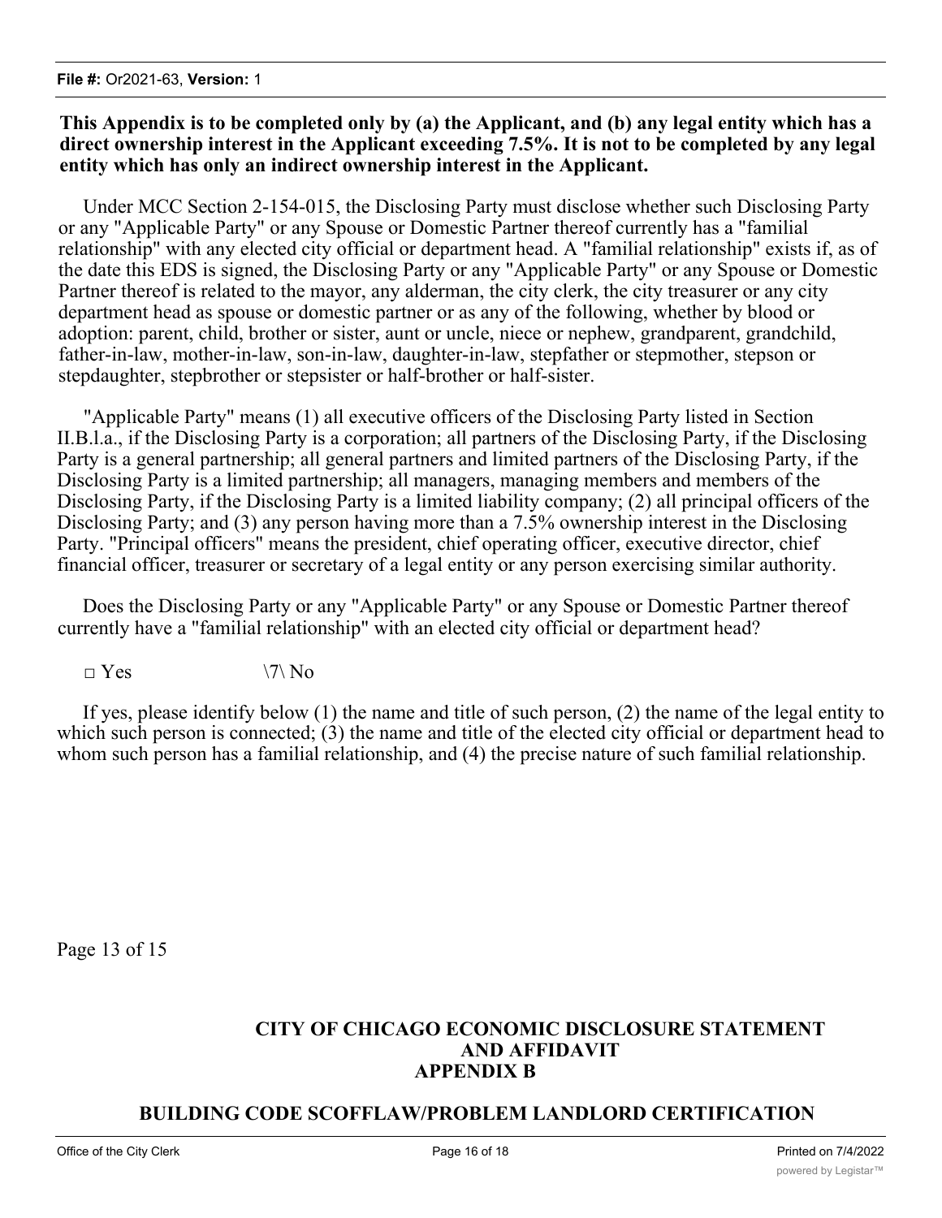**This Appendix is to be completed only by (a) the Applicant, and (b) any legal entity which has a direct ownership interest in the Applicant exceeding 7.5%. It is not to be completed by any legal entity which has only an indirect ownership interest in the Applicant.**

Under MCC Section 2-154-015, the Disclosing Party must disclose whether such Disclosing Party or any "Applicable Party" or any Spouse or Domestic Partner thereof currently has a "familial relationship" with any elected city official or department head. A "familial relationship" exists if, as of the date this EDS is signed, the Disclosing Party or any "Applicable Party" or any Spouse or Domestic Partner thereof is related to the mayor, any alderman, the city clerk, the city treasurer or any city department head as spouse or domestic partner or as any of the following, whether by blood or adoption: parent, child, brother or sister, aunt or uncle, niece or nephew, grandparent, grandchild, father-in-law, mother-in-law, son-in-law, daughter-in-law, stepfather or stepmother, stepson or stepdaughter, stepbrother or stepsister or half-brother or half-sister.

"Applicable Party" means (1) all executive officers of the Disclosing Party listed in Section II.B.l.a., if the Disclosing Party is a corporation; all partners of the Disclosing Party, if the Disclosing Party is a general partnership; all general partners and limited partners of the Disclosing Party, if the Disclosing Party is a limited partnership; all managers, managing members and members of the Disclosing Party, if the Disclosing Party is a limited liability company; (2) all principal officers of the Disclosing Party; and (3) any person having more than a 7.5% ownership interest in the Disclosing Party. "Principal officers" means the president, chief operating officer, executive director, chief financial officer, treasurer or secretary of a legal entity or any person exercising similar authority.

Does the Disclosing Party or any "Applicable Party" or any Spouse or Domestic Partner thereof currently have a "familial relationship" with an elected city official or department head?

□ Yes \7\ No

If yes, please identify below (1) the name and title of such person, (2) the name of the legal entity to which such person is connected; (3) the name and title of the elected city official or department head to whom such person has a familial relationship, and (4) the precise nature of such familial relationship.

Page 13 of 15

## CITY OF CHICAGO ECONOMIC DISCLOSURE STATEMENT AND AFFIDAVIT APPENDIX B

## BUILDING CODE SCOFFLAW/PROBLEM LANDLORD CERTIFICATION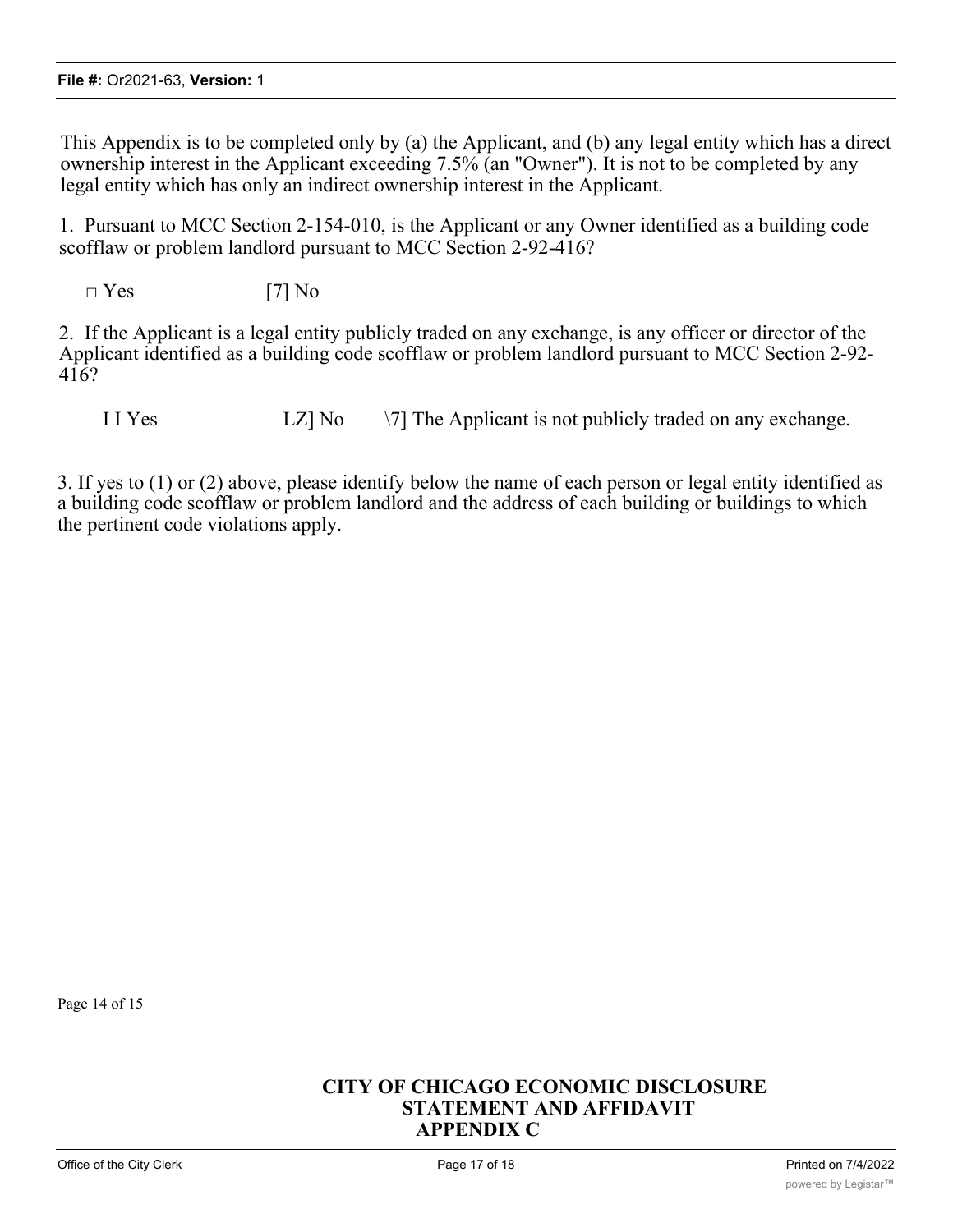This Appendix is to be completed only by (a) the Applicant, and (b) any legal entity which has a direct ownership interest in the Applicant exceeding 7.5% (an "Owner"). It is not to be completed by any legal entity which has only an indirect ownership interest in the Applicant.

1. Pursuant to MCC Section 2-154-010, is the Applicant or any Owner identified as a building code scofflaw or problem landlord pursuant to MCC Section 2-92-416?

□ Yes [7] No

2. If the Applicant is a legal entity publicly traded on any exchange, is any officer or director of the Applicant identified as a building code scofflaw or problem landlord pursuant to MCC Section 2-92-416?

I I Yes LZ] No \7] The Applicant is not publicly traded on any exchange.

3. If yes to (1) or (2) above, please identify below the name of each person or legal entity identified as a building code scofflaw or problem landlord and the address of each building or buildings to which the pertinent code violations apply.

Page 14 of 15

**CITY OF CHICAGO ECONOMIC DISCLOSURE STATEMENT AND AFFIDAVIT APPENDIX C**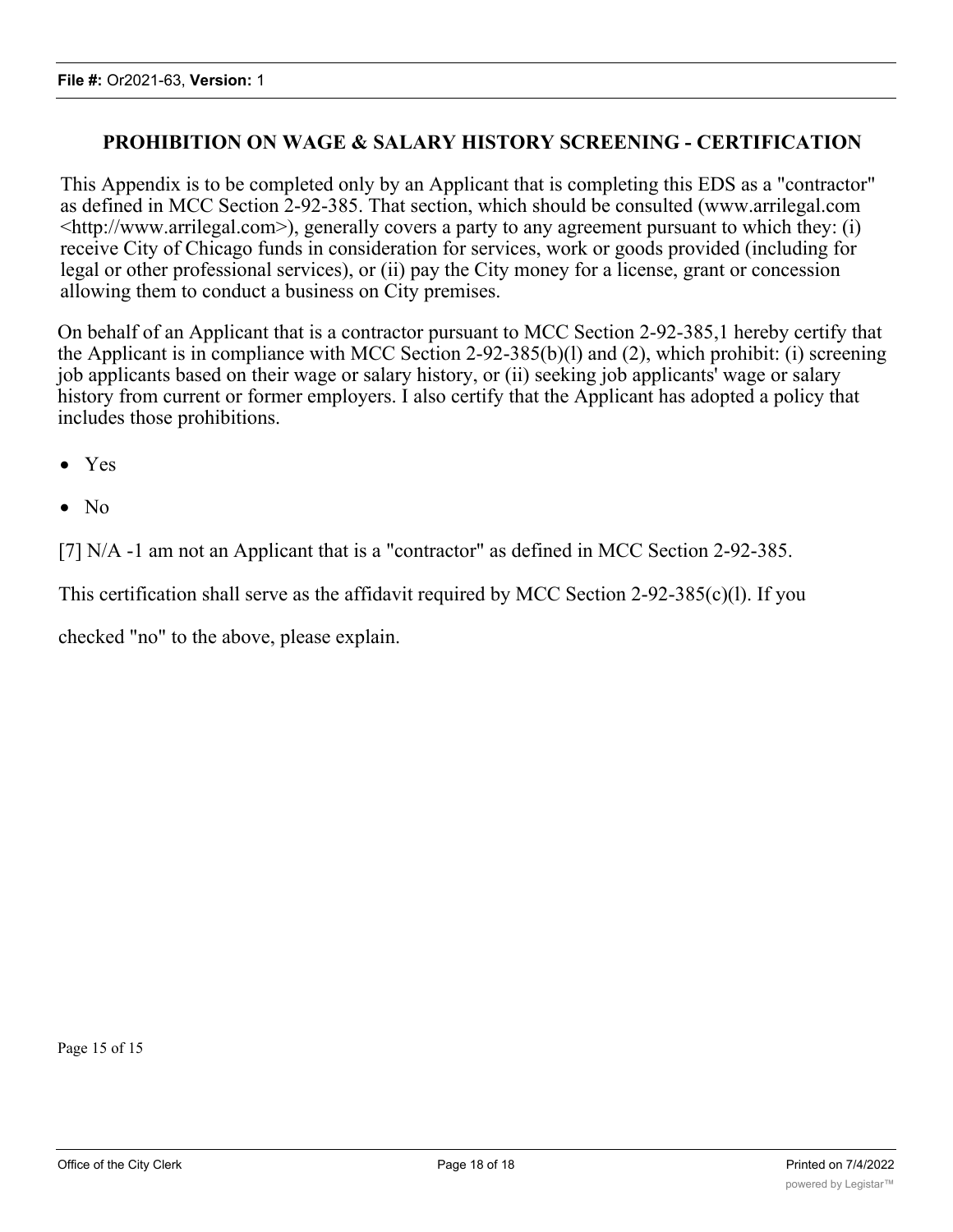## PROHIBITION ON WAGE & SALARY HISTORY SCREENING - CERTIFICATION

This Appendix is to be completed only by an Applicant that is completing this EDS as a "contractor" as defined in MCC Section 2-92-385. That section, which should be consulted (www.arrilegal.com <http://www.arrilegal.com>), generally covers a party to any agreement pursuant to which they: (i) receive City of Chicago funds in consideration for services, work or goods provided (including for legal or other professional services), or (ii) pay the City money for a license, grant or concession allowing them to conduct a business on City premises.

On behalf of an Applicant that is a contractor pursuant to MCC Section 2-92-385,1 hereby certify that the Applicant is in compliance with MCC Section 2-92-385(b)(l) and (2), which prohibit: (i) screening job applicants based on their wage or salary history, or (ii) seeking job applicants' wage or salary history from current or former employers. I also certify that the Applicant has adopted a policy that includes those prohibitions.

- Yes
- No

[7] N/A -1 am not an Applicant that is a "contractor" as defined in MCC Section 2-92-385.

This certification shall serve as the affidavit required by MCC Section 2-92-385(c)(l). If you checked "no" to the above, please explain.

Page 15 of 15